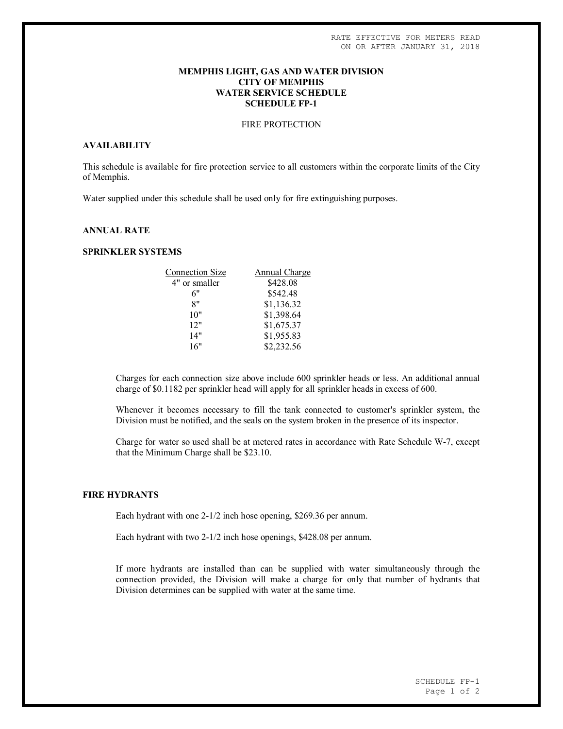RATE EFFECTIVE FOR METERS READ
ON OR AFTER JANUARY 31, 2018

# MEMPHIS LIGHT, GAS AND WATER DIVISION
# CITY OF MEMPHIS
# WATER SERVICE SCHEDULE
# SCHEDULE FP-1

FIRE PROTECTION

## AVAILABILITY

This schedule is available for fire protection service to all customers within the corporate limits of the City of Memphis.

Water supplied under this schedule shall be used only for fire extinguishing purposes.

## ANNUAL RATE

## SPRINKLER SYSTEMS

| Connection Size | Annual Charge |
| --- | --- |
| 4" or smaller | $428.08 |
| 6" | $542.48 |
| 8" | $1,136.32 |
| 10" | $1,398.64 |
| 12" | $1,675.37 |
| 14" | $1,955.83 |
| 16" | $2,232.56 |

Charges for each connection size above include 600 sprinkler heads or less. An additional annual charge of $0.1182 per sprinkler head will apply for all sprinkler heads in excess of 600.

Whenever it becomes necessary to fill the tank connected to customer's sprinkler system, the Division must be notified, and the seals on the system broken in the presence of its inspector.

Charge for water so used shall be at metered rates in accordance with Rate Schedule W-7, except that the Minimum Charge shall be $23.10.

## FIRE HYDRANTS

Each hydrant with one 2-1/2 inch hose opening, $269.36 per annum.

Each hydrant with two 2-1/2 inch hose openings, $428.08 per annum.

If more hydrants are installed than can be supplied with water simultaneously through the connection provided, the Division will make a charge for only that number of hydrants that Division determines can be supplied with water at the same time.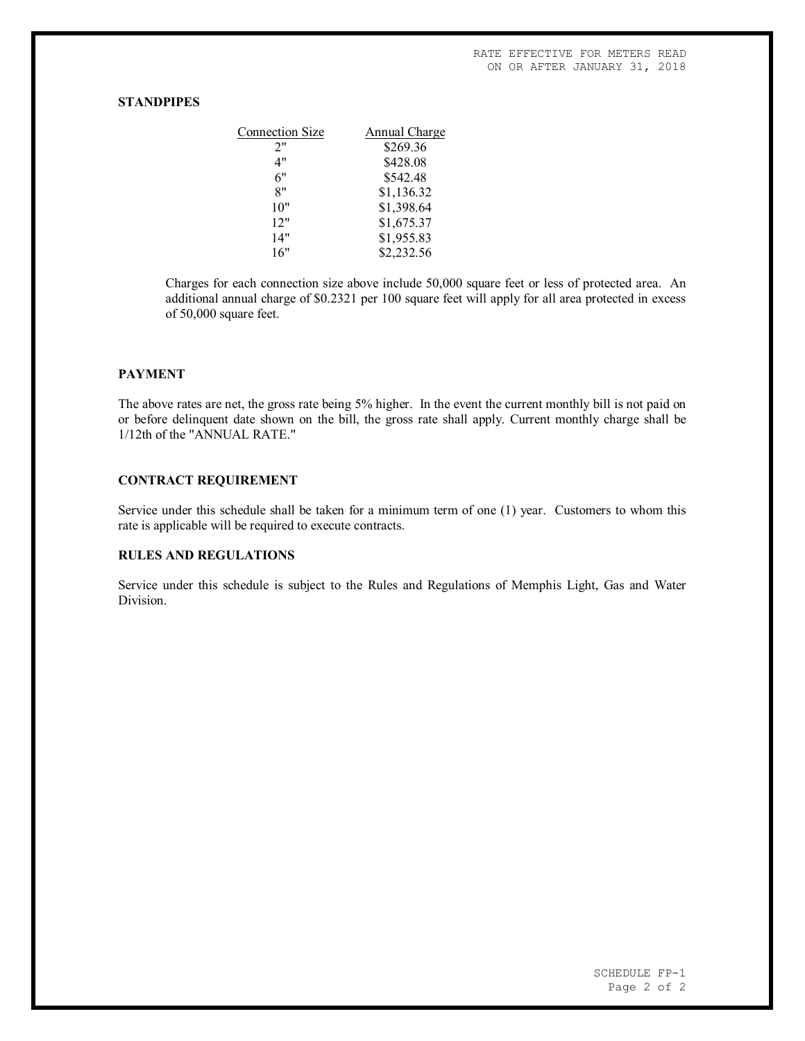RATE EFFECTIVE FOR METERS READ ON OR AFTER JANUARY 31, 2018

**STANDPIPES**

| Connection Size | Annual Charge |
|---|---|
| 2" | $269.36 |
| 4" | $428.08 |
| 6" | $542.48 |
| 8" | $1,136.32 |
| 10" | $1,398.64 |
| 12" | $1,675.37 |
| 14" | $1,955.83 |
| 16" | $2,232.56 |

Charges for each connection size above include 50,000 square feet or less of protected area. An additional annual charge of $0.2321 per 100 square feet will apply for all area protected in excess of 50,000 square feet.

**PAYMENT**

The above rates are net, the gross rate being 5% higher. In the event the current monthly bill is not paid on or before delinquent date shown on the bill, the gross rate shall apply. Current monthly charge shall be 1/12th of the "ANNUAL RATE."

**CONTRACT REQUIREMENT**

Service under this schedule shall be taken for a minimum term of one (1) year. Customers to whom this rate is applicable will be required to execute contracts.

**RULES AND REGULATIONS**

Service under this schedule is subject to the Rules and Regulations of Memphis Light, Gas and Water Division.

SCHEDULE FP-1